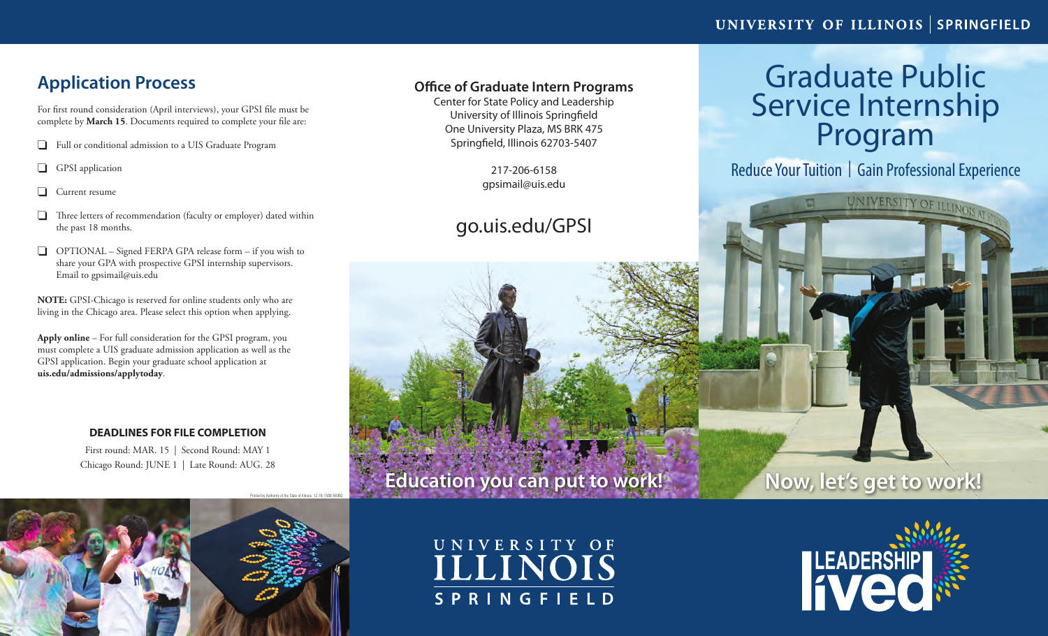## Application Process

For first round consideration (April interviews), your GPSI file must be complete by **March 15**. Documents required to complete your file are:

- ❑ Full or conditional admission to a UIS Graduate Program
- ❑ GPSI application
- ❑ Current resume
- ❑ Three letters of recommendation (faculty or employer) dated within the past 18 months.
- ❑ OPTIONAL – Signed FERPA GPA release form – if you wish to share your GPA with prospective GPSI internship supervisors. Email to gpsimail@uis.edu

**NOTE:** GPSI-Chicago is reserved for online students only who are living in the Chicago area. Please select this option when applying.

**Apply online** – For full consideration for the GPSI program, you must complete a UIS graduate admission application as well as the GPSI application. Begin your graduate school application at **uis.edu/admissions/applytoday**.

**DEADLINES FOR FILE COMPLETION**

First round: MAR. 15 | Second Round: MAY 1
Chicago Round: JUNE 1 | Late Round: AUG. 28

Printed by Authority of the State of Illinois 12.19-1500-56902

**Office of Graduate Intern Programs**

Center for State Policy and Leadership
University of Illinois Springfield
One University Plaza, MS BRK 475
Springfield, Illinois 62703-5407

217-206-6158
gpsimail@uis.edu

go.uis.edu/GPSI

**Education you can put to work!**

UNIVERSITY OF ILLINOIS SPRINGFIELD

# Graduate Public Service Internship Program

Reduce Your Tuition | Gain Professional Experience

**Now, let's get to work!**

LEADERSHIP lived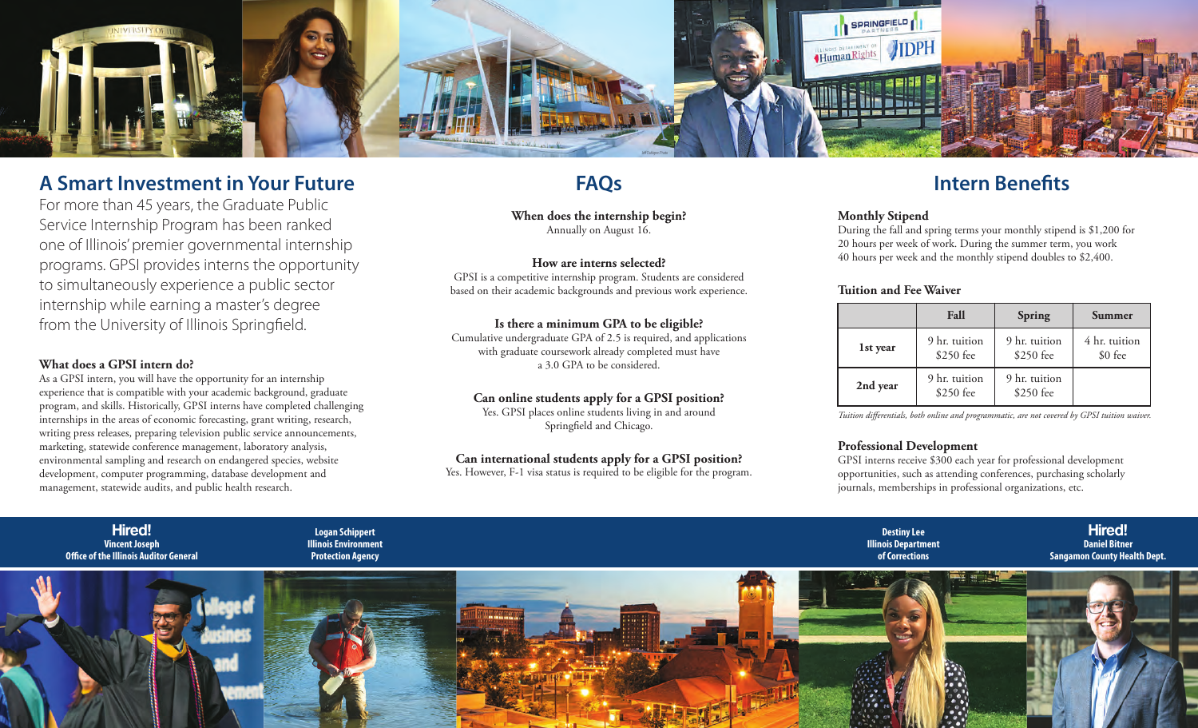## A Smart Investment in Your Future

For more than 45 years, the Graduate Public Service Internship Program has been ranked one of Illinois' premier governmental internship programs. GPSI provides interns the opportunity to simultaneously experience a public sector internship while earning a master's degree from the University of Illinois Springfield.

### What does a GPSI intern do?

As a GPSI intern, you will have the opportunity for an internship experience that is compatible with your academic background, graduate program, and skills. Historically, GPSI interns have completed challenging internships in the areas of economic forecasting, grant writing, research, writing press releases, preparing television public service announcements, marketing, statewide conference management, laboratory analysis, environmental sampling and research on endangered species, website development, computer programming, database development and management, statewide audits, and public health research.

## FAQs

**When does the internship begin?**
Annually on August 16.

**How are interns selected?**
GPSI is a competitive internship program. Students are considered based on their academic backgrounds and previous work experience.

**Is there a minimum GPA to be eligible?**
Cumulative undergraduate GPA of 2.5 is required, and applications with graduate coursework already completed must have a 3.0 GPA to be considered.

**Can online students apply for a GPSI position?**
Yes. GPSI places online students living in and around Springfield and Chicago.

**Can international students apply for a GPSI position?**
Yes. However, F-1 visa status is required to be eligible for the program.

## Intern Benefits

### Monthly Stipend

During the fall and spring terms your monthly stipend is $1,200 for 20 hours per week of work. During the summer term, you work 40 hours per week and the monthly stipend doubles to $2,400.

### Tuition and Fee Waiver

| | Fall | Spring | Summer |
|---|---|---|---|
| **1st year** | 9 hr. tuition<br>$250 fee | 9 hr. tuition<br>$250 fee | 4 hr. tuition<br>$0 fee |
| **2nd year** | 9 hr. tuition<br>$250 fee | 9 hr. tuition<br>$250 fee | |

*Tuition differentials, both online and programmatic, are not covered by GPSI tuition waiver.*

### Professional Development

GPSI interns receive $300 each year for professional development opportunities, such as attending conferences, purchasing scholarly journals, memberships in professional organizations, etc.

**Hired!**
Vincent Joseph
Office of the Illinois Auditor General

Logan Schippert
Illinois Environment
Protection Agency

Destiny Lee
Illinois Department
of Corrections

**Hired!**
Daniel Bitner
Sangamon County Health Dept.